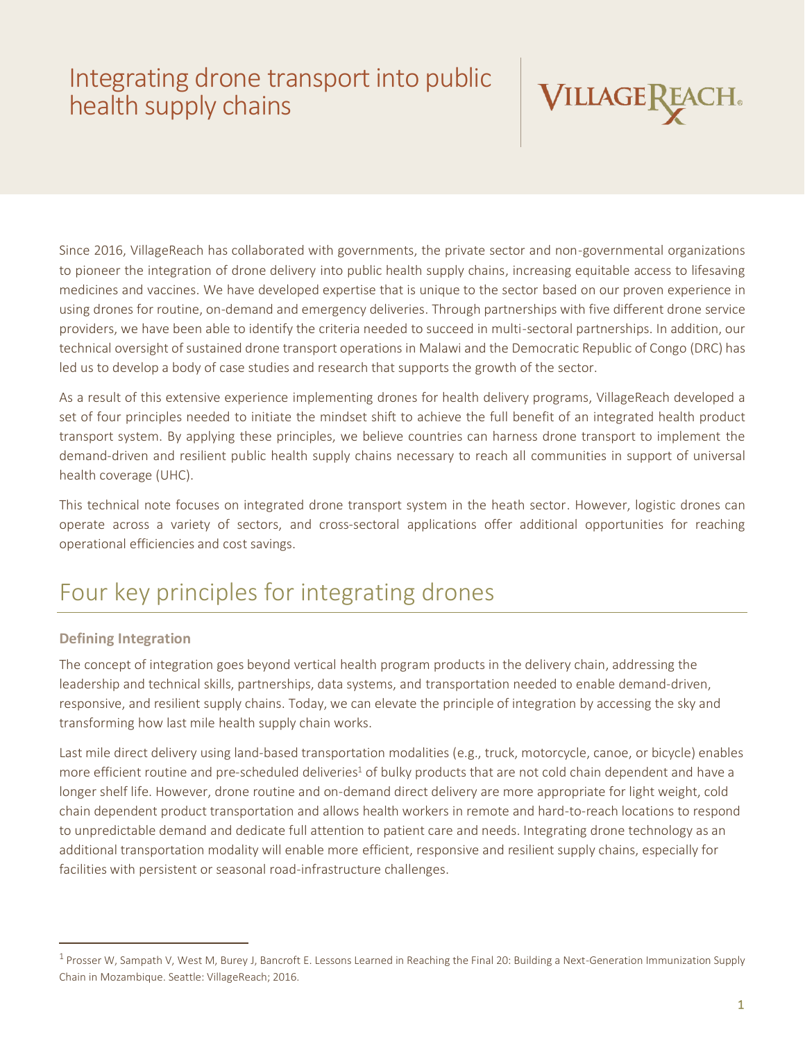# Integrating drone transport into public health supply chains

VILLAGEREACH

Since 2016, VillageReach has collaborated with governments, the private sector and non-governmental organizations to pioneer the integration of drone delivery into public health supply chains, increasing equitable access to lifesaving medicines and vaccines. We have developed expertise that is unique to the sector based on our proven experience in using drones for routine, on-demand and emergency deliveries. Through partnerships with five different drone service providers, we have been able to identify the criteria needed to succeed in multi-sectoral partnerships. In addition, our technical oversight of sustained drone transport operations in Malawi and the Democratic Republic of Congo (DRC) has led us to develop a body of case studies and research that supports the growth of the sector.

As a result of this extensive experience implementing drones for health delivery programs, VillageReach developed a set of four principles needed to initiate the mindset shift to achieve the full benefit of an integrated health product transport system. By applying these principles, we believe countries can harness drone transport to implement the demand-driven and resilient public health supply chains necessary to reach all communities in support of universal health coverage (UHC).

This technical note focuses on integrated drone transport system in the heath sector. However, logistic drones can operate across a variety of sectors, and cross-sectoral applications offer additional opportunities for reaching operational efficiencies and cost savings.

## Four key principles for integrating drones

### Defining Integration

The concept of integration goes beyond vertical health program products in the delivery chain, addressing the leadership and technical skills, partnerships, data systems, and transportation needed to enable demand-driven, responsive, and resilient supply chains. Today, we can elevate the principle of integration by accessing the sky and transforming how last mile health supply chain works.

Last mile direct delivery using land-based transportation modalities (e.g., truck, motorcycle, canoe, or bicycle) enables more efficient routine and pre-scheduled deliveries[1] of bulky products that are not cold chain dependent and have a longer shelf life. However, drone routine and on-demand direct delivery are more appropriate for light weight, cold chain dependent product transportation and allows health workers in remote and hard-to-reach locations to respond to unpredictable demand and dedicate full attention to patient care and needs. Integrating drone technology as an additional transportation modality will enable more efficient, responsive and resilient supply chains, especially for facilities with persistent or seasonal road-infrastructure challenges.

---

[1] Prosser W, Sampath V, West M, Burey J, Bancroft E. Lessons Learned in Reaching the Final 20: Building a Next-Generation Immunization Supply Chain in Mozambique. Seattle: VillageReach; 2016.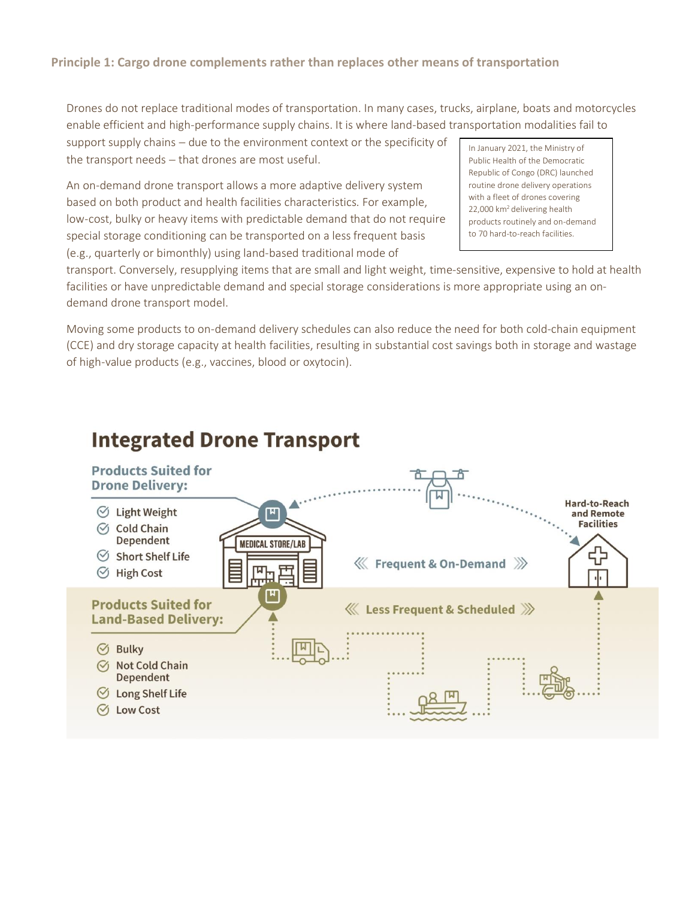### Principle 1: Cargo drone complements rather than replaces other means of transportation

Drones do not replace traditional modes of transportation. In many cases, trucks, airplane, boats and motorcycles enable efficient and high-performance supply chains. It is where land-based transportation modalities fail to support supply chains – due to the environment context or the specificity of the transport needs – that drones are most useful.

> In January 2021, the Ministry of Public Health of the Democratic Republic of Congo (DRC) launched routine drone delivery operations with a fleet of drones covering 22,000 km² delivering health products routinely and on-demand to 70 hard-to-reach facilities.

An on-demand drone transport allows a more adaptive delivery system based on both product and health facilities characteristics. For example, low-cost, bulky or heavy items with predictable demand that do not require special storage conditioning can be transported on a less frequent basis (e.g., quarterly or bimonthly) using land-based traditional mode of transport. Conversely, resupplying items that are small and light weight, time-sensitive, expensive to hold at health facilities or have unpredictable demand and special storage considerations is more appropriate using an on-demand drone transport model.

Moving some products to on-demand delivery schedules can also reduce the need for both cold-chain equipment (CCE) and dry storage capacity at health facilities, resulting in substantial cost savings both in storage and wastage of high-value products (e.g., vaccines, blood or oxytocin).

## Integrated Drone Transport

**Products Suited for Drone Delivery:**

- Light Weight
- Cold Chain Dependent
- Short Shelf Life
- High Cost

MEDICAL STORE/LAB

Frequent & On-Demand

Hard-to-Reach and Remote Facilities

**Products Suited for Land-Based Delivery:**

- Bulky
- Not Cold Chain Dependent
- Long Shelf Life
- Low Cost

Less Frequent & Scheduled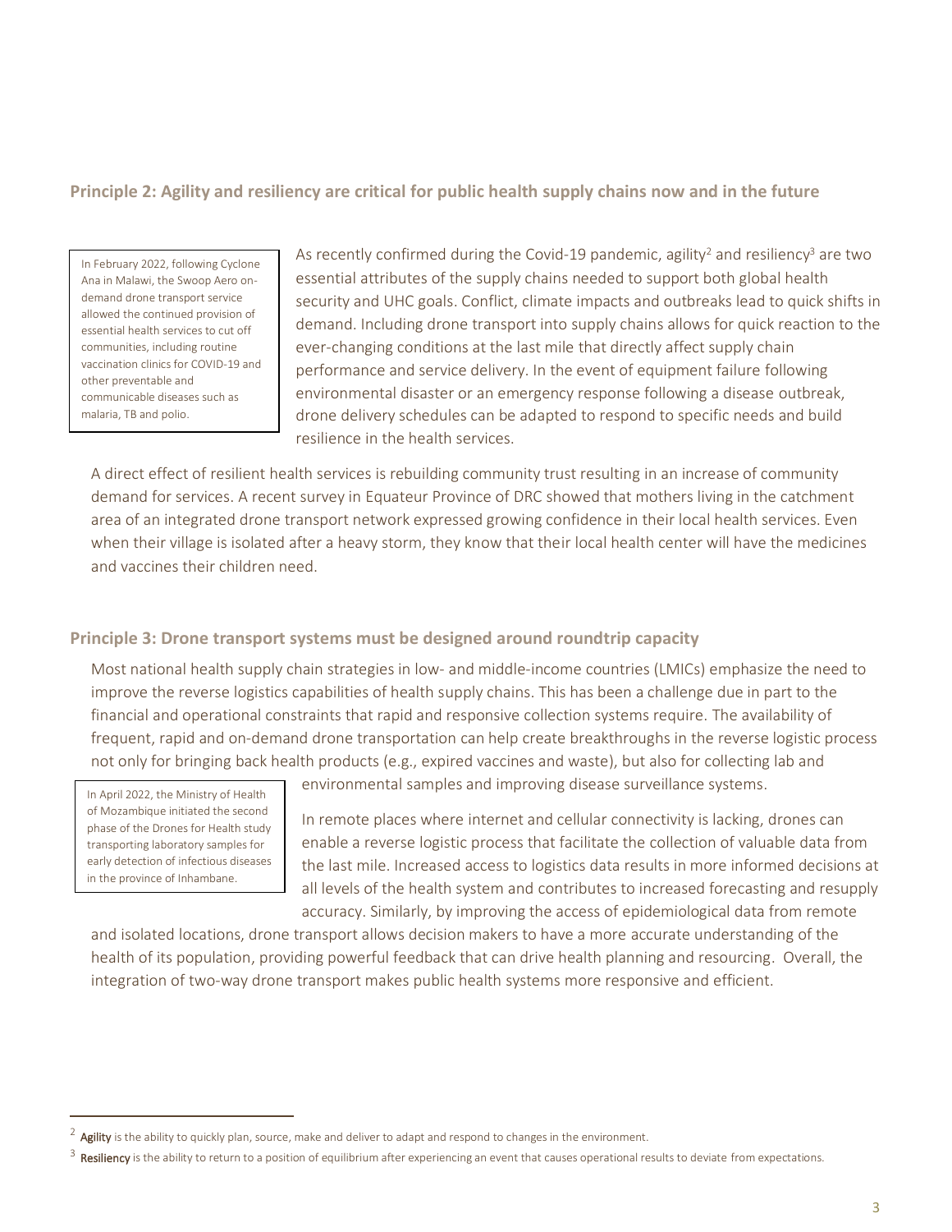## Principle 2: Agility and resiliency are critical for public health supply chains now and in the future

> In February 2022, following Cyclone Ana in Malawi, the Swoop Aero on-demand drone transport service allowed the continued provision of essential health services to cut off communities, including routine vaccination clinics for COVID-19 and other preventable and communicable diseases such as malaria, TB and polio.

As recently confirmed during the Covid-19 pandemic, agility[2] and resiliency[3] are two essential attributes of the supply chains needed to support both global health security and UHC goals. Conflict, climate impacts and outbreaks lead to quick shifts in demand. Including drone transport into supply chains allows for quick reaction to the ever-changing conditions at the last mile that directly affect supply chain performance and service delivery. In the event of equipment failure following environmental disaster or an emergency response following a disease outbreak, drone delivery schedules can be adapted to respond to specific needs and build resilience in the health services.

A direct effect of resilient health services is rebuilding community trust resulting in an increase of community demand for services. A recent survey in Equateur Province of DRC showed that mothers living in the catchment area of an integrated drone transport network expressed growing confidence in their local health services. Even when their village is isolated after a heavy storm, they know that their local health center will have the medicines and vaccines their children need.

## Principle 3: Drone transport systems must be designed around roundtrip capacity

Most national health supply chain strategies in low- and middle-income countries (LMICs) emphasize the need to improve the reverse logistics capabilities of health supply chains. This has been a challenge due in part to the financial and operational constraints that rapid and responsive collection systems require. The availability of frequent, rapid and on-demand drone transportation can help create breakthroughs in the reverse logistic process not only for bringing back health products (e.g., expired vaccines and waste), but also for collecting lab and environmental samples and improving disease surveillance systems.

> In April 2022, the Ministry of Health of Mozambique initiated the second phase of the Drones for Health study transporting laboratory samples for early detection of infectious diseases in the province of Inhambane.

In remote places where internet and cellular connectivity is lacking, drones can enable a reverse logistic process that facilitate the collection of valuable data from the last mile. Increased access to logistics data results in more informed decisions at all levels of the health system and contributes to increased forecasting and resupply accuracy. Similarly, by improving the access of epidemiological data from remote and isolated locations, drone transport allows decision makers to have a more accurate understanding of the health of its population, providing powerful feedback that can drive health planning and resourcing. Overall, the integration of two-way drone transport makes public health systems more responsive and efficient.

---

[2] **Agility** is the ability to quickly plan, source, make and deliver to adapt and respond to changes in the environment.

[3] **Resiliency** is the ability to return to a position of equilibrium after experiencing an event that causes operational results to deviate from expectations.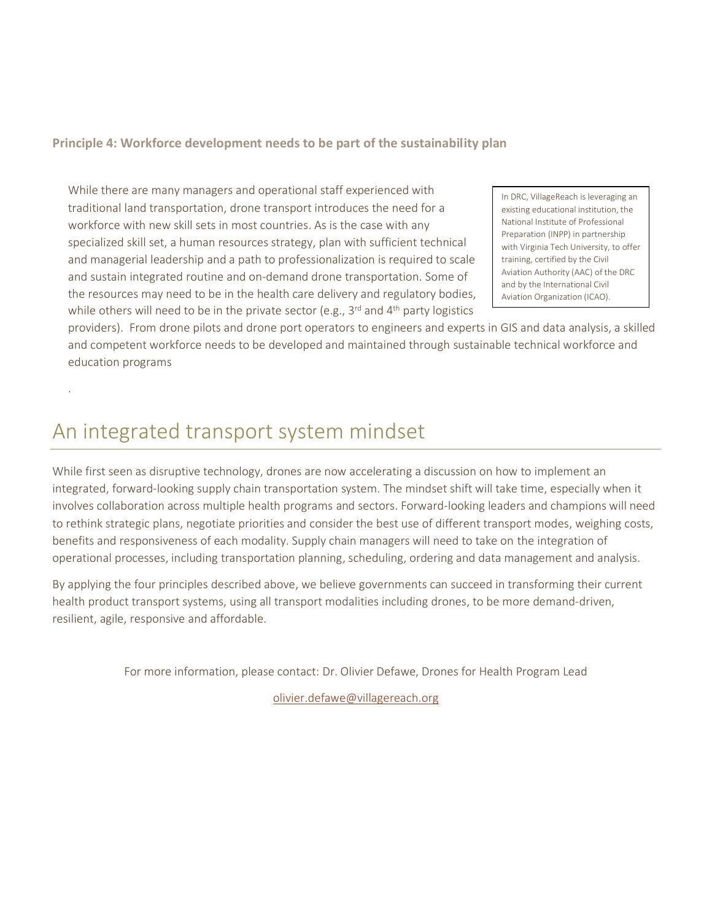**Principle 4: Workforce development needs to be part of the sustainability plan**

While there are many managers and operational staff experienced with traditional land transportation, drone transport introduces the need for a workforce with new skill sets in most countries. As is the case with any specialized skill set, a human resources strategy, plan with sufficient technical and managerial leadership and a path to professionalization is required to scale and sustain integrated routine and on-demand drone transportation. Some of the resources may need to be in the health care delivery and regulatory bodies, while others will need to be in the private sector (e.g., 3rd and 4th party logistics providers). From drone pilots and drone port operators to engineers and experts in GIS and data analysis, a skilled and competent workforce needs to be developed and maintained through sustainable technical workforce and education programs

.

> In DRC, VillageReach is leveraging an existing educational institution, the National Institute of Professional Preparation (INPP) in partnership with Virginia Tech University, to offer training, certified by the Civil Aviation Authority (AAC) of the DRC and by the International Civil Aviation Organization (ICAO).

# An integrated transport system mindset

While first seen as disruptive technology, drones are now accelerating a discussion on how to implement an integrated, forward-looking supply chain transportation system. The mindset shift will take time, especially when it involves collaboration across multiple health programs and sectors. Forward-looking leaders and champions will need to rethink strategic plans, negotiate priorities and consider the best use of different transport modes, weighing costs, benefits and responsiveness of each modality. Supply chain managers will need to take on the integration of operational processes, including transportation planning, scheduling, ordering and data management and analysis.

By applying the four principles described above, we believe governments can succeed in transforming their current health product transport systems, using all transport modalities including drones, to be more demand-driven, resilient, agile, responsive and affordable.

For more information, please contact: Dr. Olivier Defawe, Drones for Health Program Lead

olivier.defawe@villagereach.org